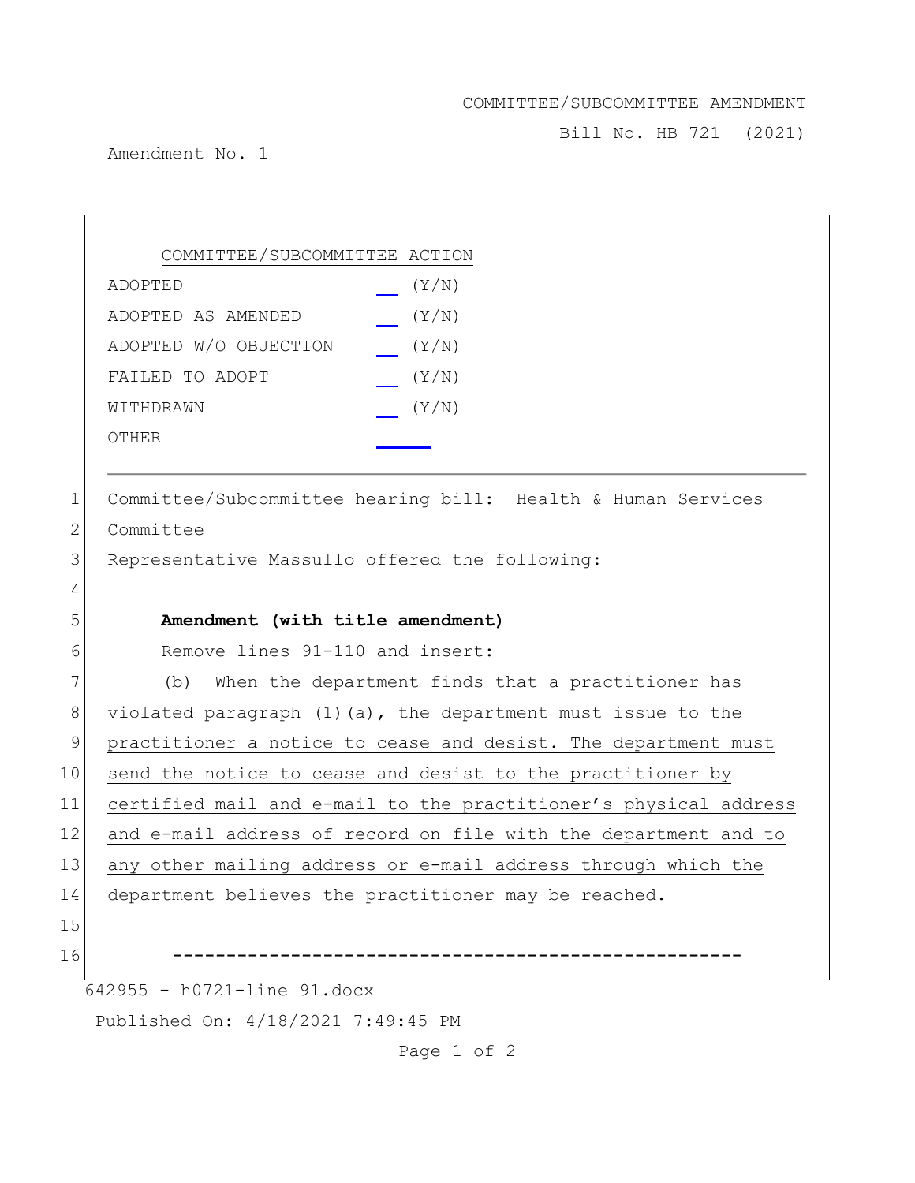COMMITTEE/SUBCOMMITTEE AMENDMENT

Bill No. HB 721 (2021)

Amendment No. 1

| COMMITTEE/SUBCOMMITTEE ACTION | |
|---|---|
| ADOPTED | __ (Y/N) |
| ADOPTED AS AMENDED | __ (Y/N) |
| ADOPTED W/O OBJECTION | __ (Y/N) |
| FAILED TO ADOPT | __ (Y/N) |
| WITHDRAWN | __ (Y/N) |
| OTHER | ____ |

---

1 Committee/Subcommittee hearing bill: Health & Human Services
2 Committee
3 Representative Massullo offered the following:
4
5 **Amendment (with title amendment)**
6 Remove lines 91-110 and insert:
7 (b) When the department finds that a practitioner has
8 violated paragraph (1)(a), the department must issue to the
9 practitioner a notice to cease and desist. The department must
10 send the notice to cease and desist to the practitioner by
11 certified mail and e-mail to the practitioner's physical address
12 and e-mail address of record on file with the department and to
13 any other mailing address or e-mail address through which the
14 department believes the practitioner may be reached.
15
16 -----------------------------------------------------

642955 - h0721-line 91.docx

Published On: 4/18/2021 7:49:45 PM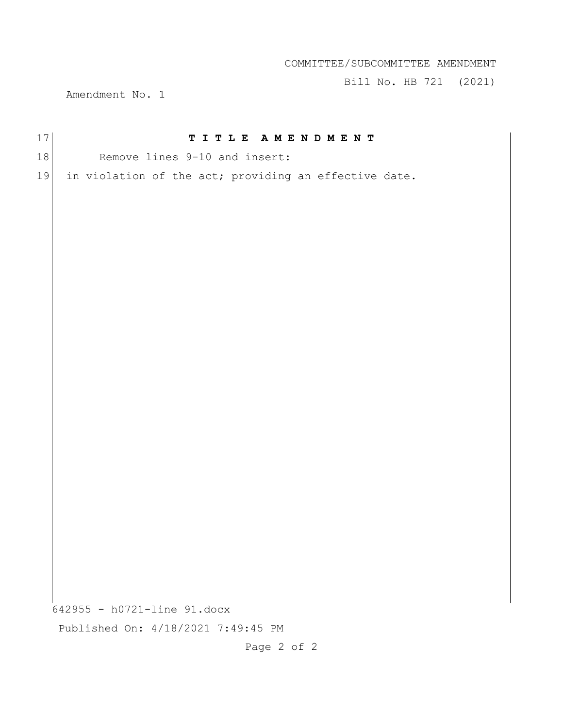## T I T L E A M E N D M E N T

Remove lines 9-10 and insert:

in violation of the act; providing an effective date.

642955 - h0721-line 91.docx

Published On: 4/18/2021 7:49:45 PM